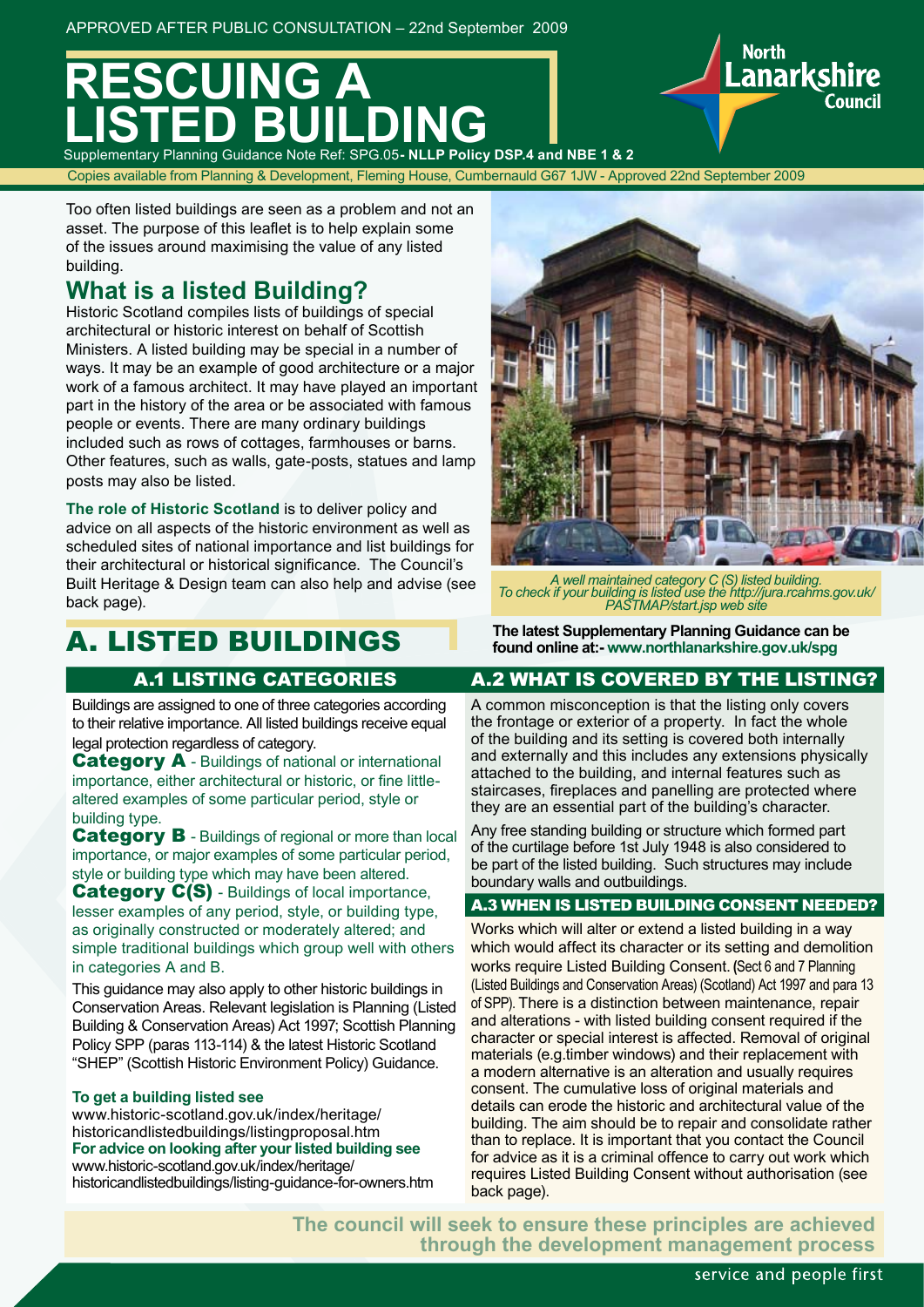APPROVED AFTER PUBLIC CONSULTATION – 22nd September 2009

# RESCUING A LISTED BUILDING

Supplementary Planning Guidance Note Ref: SPG.05**- NLLP Policy DSP.4 and NBE 1 & 2**

Copies available from Planning & Development, Fleming House, Cumbernauld G67 1JW - Approved 22nd September 2009

North Lanarkshire Council

Too often listed buildings are seen as a problem and not an asset. The purpose of this leaflet is to help explain some of the issues around maximising the value of any listed building.

## What is a listed Building?

Historic Scotland compiles lists of buildings of special architectural or historic interest on behalf of Scottish Ministers. A listed building may be special in a number of ways. It may be an example of good architecture or a major work of a famous architect. It may have played an important part in the history of the area or be associated with famous people or events. There are many ordinary buildings included such as rows of cottages, farmhouses or barns. Other features, such as walls, gate-posts, statues and lamp posts may also be listed.

**The role of Historic Scotland** is to deliver policy and advice on all aspects of the historic environment as well as scheduled sites of national importance and list buildings for their architectural or historical significance. The Council's Built Heritage & Design team can also help and advise (see back page).

*A well maintained category C (S) listed building. To check if your building is listed use the http://jura.rcahms.gov.uk/PASTMAP/start.jsp web site*

**The latest Supplementary Planning Guidance can be found online at:- www.northlanarkshire.gov.uk/spg**

# A. LISTED BUILDINGS

## A.1 LISTING CATEGORIES

Buildings are assigned to one of three categories according to their relative importance. All listed buildings receive equal legal protection regardless of category.

**Category A** - Buildings of national or international importance, either architectural or historic, or fine little-altered examples of some particular period, style or building type.

**Category B** - Buildings of regional or more than local importance, or major examples of some particular period, style or building type which may have been altered.

**Category C(S)** - Buildings of local importance, lesser examples of any period, style, or building type, as originally constructed or moderately altered; and simple traditional buildings which group well with others in categories A and B.

This guidance may also apply to other historic buildings in Conservation Areas. Relevant legislation is Planning (Listed Building & Conservation Areas) Act 1997; Scottish Planning Policy SPP (paras 113-114) & the latest Historic Scotland "SHEP" (Scottish Historic Environment Policy) Guidance.

**To get a building listed see**
www.historic-scotland.gov.uk/index/heritage/historicandlistedbuildings/listingproposal.htm

**For advice on looking after your listed building see**
www.historic-scotland.gov.uk/index/heritage/historicandlistedbuildings/listing-guidance-for-owners.htm

## A.2 WHAT IS COVERED BY THE LISTING?

A common misconception is that the listing only covers the frontage or exterior of a property. In fact the whole of the building and its setting is covered both internally and externally and this includes any extensions physically attached to the building, and internal features such as staircases, fireplaces and panelling are protected where they are an essential part of the building's character.

Any free standing building or structure which formed part of the curtilage before 1st July 1948 is also considered to be part of the listed building. Such structures may include boundary walls and outbuildings.

## A.3 WHEN IS LISTED BUILDING CONSENT NEEDED?

Works which will alter or extend a listed building in a way which would affect its character or its setting and demolition works require Listed Building Consent. (Sect 6 and 7 Planning (Listed Buildings and Conservation Areas) (Scotland) Act 1997 and para 13 of SPP). There is a distinction between maintenance, repair and alterations - with listed building consent required if the character or special interest is affected. Removal of original materials (e.g.timber windows) and their replacement with a modern alternative is an alteration and usually requires consent. The cumulative loss of original materials and details can erode the historic and architectural value of the building. The aim should be to repair and consolidate rather than to replace. It is important that you contact the Council for advice as it is a criminal offence to carry out work which requires Listed Building Consent without authorisation (see back page).

**The council will seek to ensure these principles are achieved through the development management process**

service and people first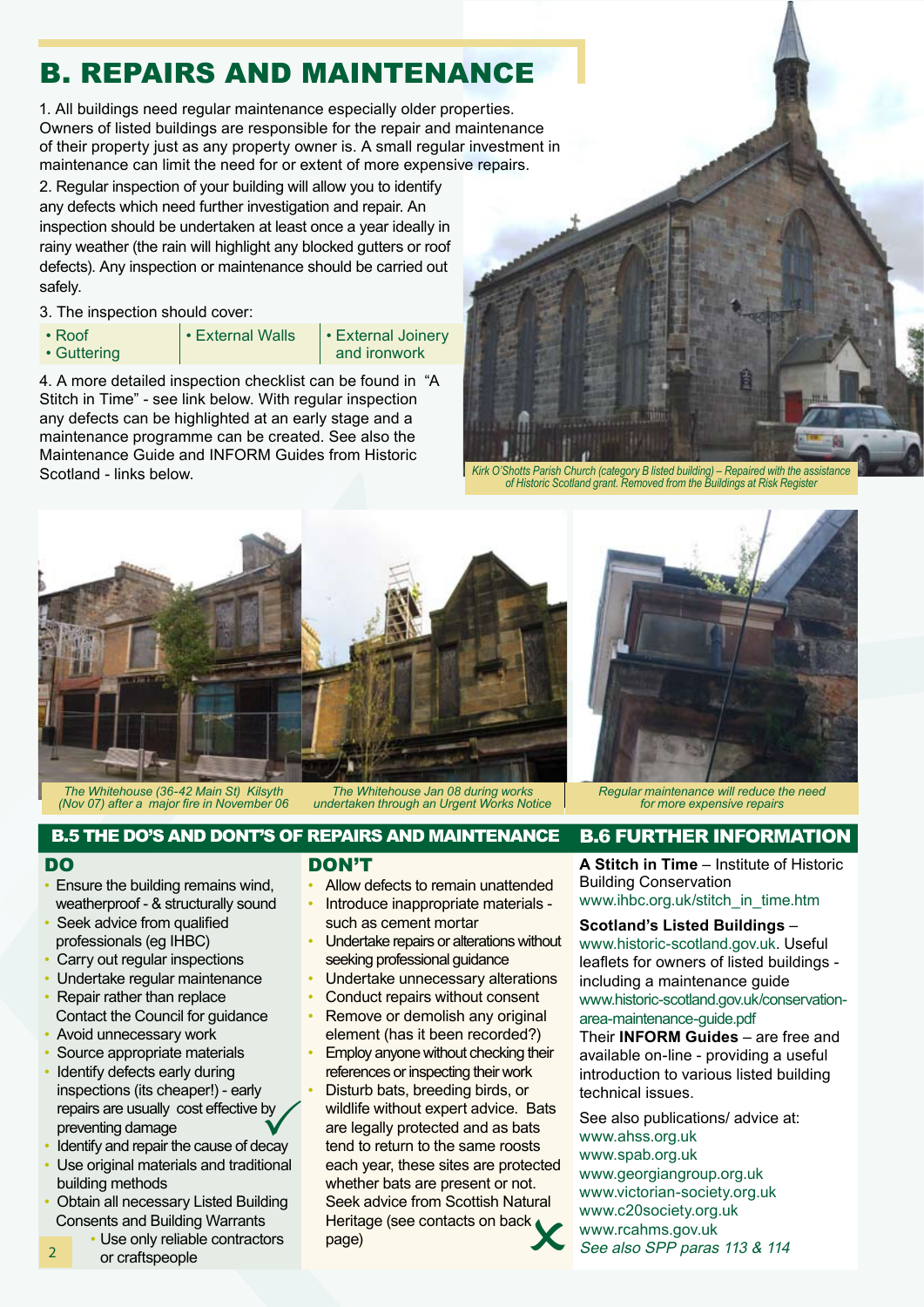# B. REPAIRS AND MAINTENANCE

1. All buildings need regular maintenance especially older properties. Owners of listed buildings are responsible for the repair and maintenance of their property just as any property owner is. A small regular investment in maintenance can limit the need for or extent of more expensive repairs.

2. Regular inspection of your building will allow you to identify any defects which need further investigation and repair. An inspection should be undertaken at least once a year ideally in rainy weather (the rain will highlight any blocked gutters or roof defects). Any inspection or maintenance should be carried out safely.

3. The inspection should cover:

- Roof
- Guttering
- External Walls
- External Joinery and ironwork

4. A more detailed inspection checklist can be found in "A Stitch in Time" - see link below. With regular inspection any defects can be highlighted at an early stage and a maintenance programme can be created. See also the Maintenance Guide and INFORM Guides from Historic Scotland - links below.

*Kirk O'Shotts Parish Church (category B listed building) – Repaired with the assistance of Historic Scotland grant. Removed from the Buildings at Risk Register*

*The Whitehouse (36-42 Main St) Kilsyth (Nov 07) after a major fire in November 06*

*The Whitehouse Jan 08 during works undertaken through an Urgent Works Notice*

*Regular maintenance will reduce the need for more expensive repairs*

## B.5 THE DO'S AND DONT'S OF REPAIRS AND MAINTENANCE

### DO

- Ensure the building remains wind, weatherproof - & structurally sound
- Seek advice from qualified professionals (eg IHBC)
- Carry out regular inspections
- Undertake regular maintenance
- Repair rather than replace Contact the Council for guidance
- Avoid unnecessary work
- Source appropriate materials
- Identify defects early during inspections (its cheaper!) - early repairs are usually cost effective by preventing damage
- Identify and repair the cause of decay
- Use original materials and traditional building methods
- Obtain all necessary Listed Building Consents and Building Warrants
- Use only reliable contractors or craftspeople

### DON'T

- Allow defects to remain unattended
- Introduce inappropriate materials - such as cement mortar
- Undertake repairs or alterations without seeking professional guidance
- Undertake unnecessary alterations
- Conduct repairs without consent
- Remove or demolish any original element (has it been recorded?)
- Employ anyone without checking their references or inspecting their work
- Disturb bats, breeding birds, or wildlife without expert advice. Bats are legally protected and as bats tend to return to the same roosts each year, these sites are protected whether bats are present or not. Seek advice from Scottish Natural Heritage (see contacts on back page)

## B.6 FURTHER INFORMATION

**A Stitch in Time** – Institute of Historic Building Conservation
www.ihbc.org.uk/stitch_in_time.htm

**Scotland's Listed Buildings** – www.historic-scotland.gov.uk. Useful leaflets for owners of listed buildings - including a maintenance guide
www.historic-scotland.gov.uk/conservation-area-maintenance-guide.pdf

Their **INFORM Guides** – are free and available on-line - providing a useful introduction to various listed building technical issues.

See also publications/ advice at:
www.ahss.org.uk
www.spab.org.uk
www.georgiangroup.org.uk
www.victorian-society.org.uk
www.c20society.org.uk
www.rcahms.gov.uk
*See also SPP paras 113 & 114*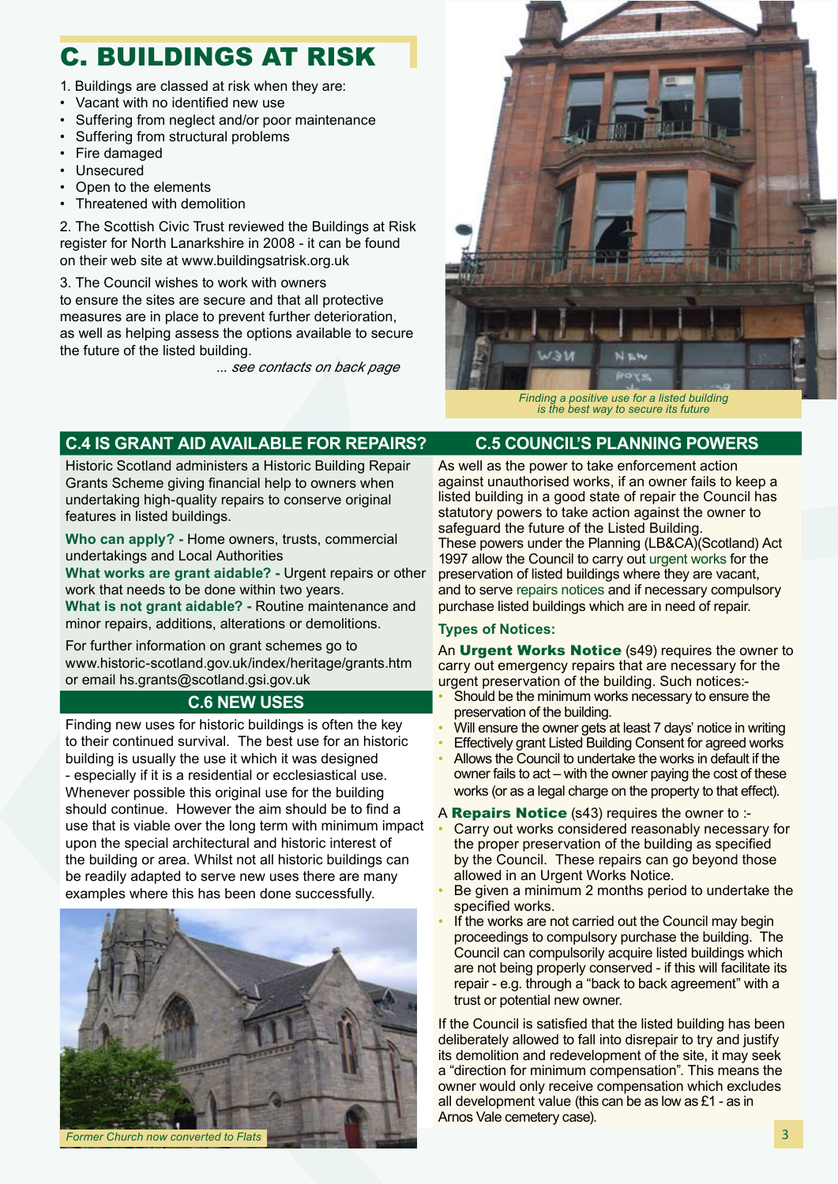# C. BUILDINGS AT RISK

1. Buildings are classed at risk when they are:

- Vacant with no identified new use
- Suffering from neglect and/or poor maintenance
- Suffering from structural problems
- Fire damaged
- Unsecured
- Open to the elements
- Threatened with demolition

2. The Scottish Civic Trust reviewed the Buildings at Risk register for North Lanarkshire in 2008 - it can be found on their web site at www.buildingsatrisk.org.uk

3. The Council wishes to work with owners to ensure the sites are secure and that all protective measures are in place to prevent further deterioration, as well as helping assess the options available to secure the future of the listed building.

*... see contacts on back page*

*Finding a positive use for a listed building is the best way to secure its future*

## C.4 IS GRANT AID AVAILABLE FOR REPAIRS?

Historic Scotland administers a Historic Building Repair Grants Scheme giving financial help to owners when undertaking high-quality repairs to conserve original features in listed buildings.

**Who can apply? -** Home owners, trusts, commercial undertakings and Local Authorities

**What works are grant aidable? -** Urgent repairs or other work that needs to be done within two years.

**What is not grant aidable? -** Routine maintenance and minor repairs, additions, alterations or demolitions.

For further information on grant schemes go to www.historic-scotland.gov.uk/index/heritage/grants.htm or email hs.grants@scotland.gsi.gov.uk

## C.6 NEW USES

Finding new uses for historic buildings is often the key to their continued survival. The best use for an historic building is usually the use it which it was designed - especially if it is a residential or ecclesiastical use. Whenever possible this original use for the building should continue. However the aim should be to find a use that is viable over the long term with minimum impact upon the special architectural and historic interest of the building or area. Whilst not all historic buildings can be readily adapted to serve new uses there are many examples where this has been done successfully.

*Former Church now converted to Flats*

## C.5 COUNCIL'S PLANNING POWERS

As well as the power to take enforcement action against unauthorised works, if an owner fails to keep a listed building in a good state of repair the Council has statutory powers to take action against the owner to safeguard the future of the Listed Building. These powers under the Planning (LB&CA)(Scotland) Act 1997 allow the Council to carry out urgent works for the preservation of listed buildings where they are vacant, and to serve repairs notices and if necessary compulsory purchase listed buildings which are in need of repair.

### Types of Notices:

An **Urgent Works Notice** (s49) requires the owner to carry out emergency repairs that are necessary for the urgent preservation of the building. Such notices:-

- Should be the minimum works necessary to ensure the preservation of the building.
- Will ensure the owner gets at least 7 days' notice in writing
- Effectively grant Listed Building Consent for agreed works
- Allows the Council to undertake the works in default if the owner fails to act – with the owner paying the cost of these works (or as a legal charge on the property to that effect).

A **Repairs Notice** (s43) requires the owner to :-

- Carry out works considered reasonably necessary for the proper preservation of the building as specified by the Council. These repairs can go beyond those allowed in an Urgent Works Notice.
- Be given a minimum 2 months period to undertake the specified works.
- If the works are not carried out the Council may begin proceedings to compulsory purchase the building. The Council can compulsorily acquire listed buildings which are not being properly conserved - if this will facilitate its repair - e.g. through a "back to back agreement" with a trust or potential new owner.

If the Council is satisfied that the listed building has been deliberately allowed to fall into disrepair to try and justify its demolition and redevelopment of the site, it may seek a "direction for minimum compensation". This means the owner would only receive compensation which excludes all development value (this can be as low as £1 - as in Arnos Vale cemetery case).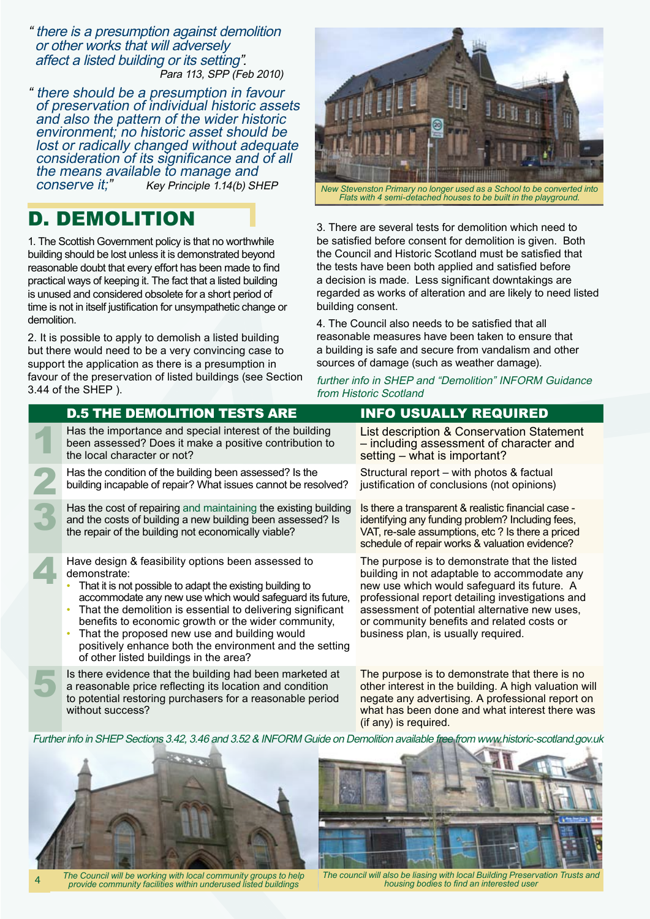*"there is a presumption against demolition or other works that will adversely affect a listed building or its setting".*
Para 113, SPP (Feb 2010)

*"there should be a presumption in favour of preservation of individual historic assets and also the pattern of the wider historic environment; no historic asset should be lost or radically changed without adequate consideration of its significance and of all the means available to manage and conserve it;"* Key Principle 1.14(b) SHEP

New Stevenston Primary no longer used as a School to be converted into Flats with 4 semi-detached houses to be built in the playground.

# D. DEMOLITION

1. The Scottish Government policy is that no worthwhile building should be lost unless it is demonstrated beyond reasonable doubt that every effort has been made to find practical ways of keeping it. The fact that a listed building is unused and considered obsolete for a short period of time is not in itself justification for unsympathetic change or demolition.

2. It is possible to apply to demolish a listed building but there would need to be a very convincing case to support the application as there is a presumption in favour of the preservation of listed buildings (see Section 3.44 of the SHEP ).

3. There are several tests for demolition which need to be satisfied before consent for demolition is given. Both the Council and Historic Scotland must be satisfied that the tests have been both applied and satisfied before a decision is made. Less significant downtakings are regarded as works of alteration and are likely to need listed building consent.

4. The Council also needs to be satisfied that all reasonable measures have been taken to ensure that a building is safe and secure from vandalism and other sources of damage (such as weather damage).

*further info in SHEP and "Demolition" INFORM Guidance from Historic Scotland*

| | D.5 THE DEMOLITION TESTS ARE | INFO USUALLY REQUIRED |
|---|---|---|
| 1 | Has the importance and special interest of the building been assessed? Does it make a positive contribution to the local character or not? | List description & Conservation Statement – including assessment of character and setting – what is important? |
| 2 | Has the condition of the building been assessed? Is the building incapable of repair? What issues cannot be resolved? | Structural report – with photos & factual justification of conclusions (not opinions) |
| 3 | Has the cost of repairing and maintaining the existing building and the costs of building a new building been assessed? Is the repair of the building not economically viable? | Is there a transparent & realistic financial case - identifying any funding problem? Including fees, VAT, re-sale assumptions, etc ? Is there a priced schedule of repair works & valuation evidence? |
| 4 | Have design & feasibility options been assessed to demonstrate:<br>• That it is not possible to adapt the existing building to accommodate any new use which would safeguard its future,<br>• That the demolition is essential to delivering significant benefits to economic growth or the wider community,<br>• That the proposed new use and building would positively enhance both the environment and the setting of other listed buildings in the area? | The purpose is to demonstrate that the listed building in not adaptable to accommodate any new use which would safeguard its future. A professional report detailing investigations and assessment of potential alternative new uses, or community benefits and related costs or business plan, is usually required. |
| 5 | Is there evidence that the building had been marketed at a reasonable price reflecting its location and condition to potential restoring purchasers for a reasonable period without success? | The purpose is to demonstrate that there is no other interest in the building. A high valuation will negate any advertising. A professional report on what has been done and what interest there was (if any) is required. |

*Further info in SHEP Sections 3.42, 3.46 and 3.52 & INFORM Guide on Demolition available free from www.historic-scotland.gov.uk*

The Council will be working with local community groups to help provide community facilities within underused listed buildings

The council will also be liasing with local Building Preservation Trusts and housing bodies to find an interested user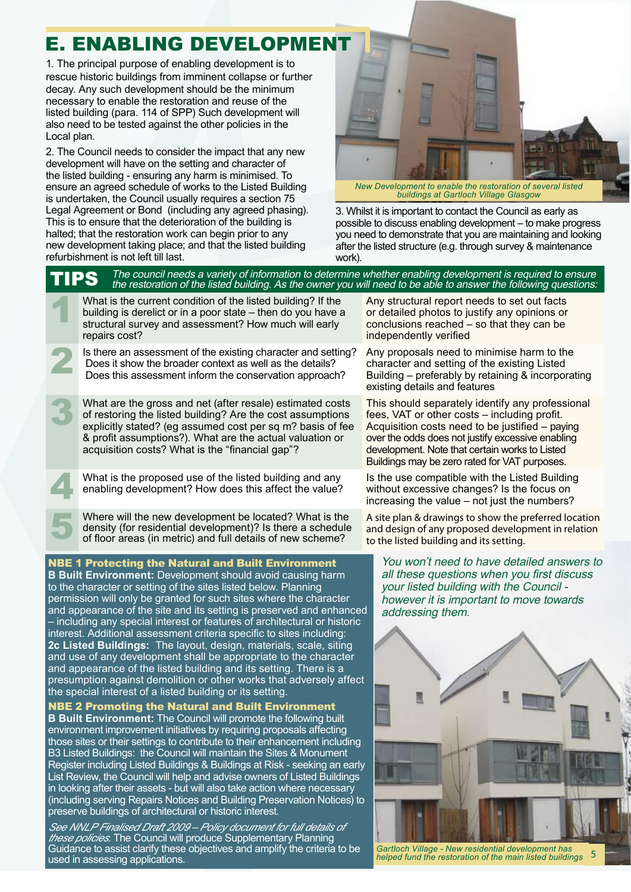# E. ENABLING DEVELOPMENT

1. The principal purpose of enabling development is to rescue historic buildings from imminent collapse or further decay. Any such development should be the minimum necessary to enable the restoration and reuse of the listed building (para. 114 of SPP) Such development will also need to be tested against the other policies in the Local plan.

2. The Council needs to consider the impact that any new development will have on the setting and character of the listed building - ensuring any harm is minimised. To ensure an agreed schedule of works to the Listed Building is undertaken, the Council usually requires a section 75 Legal Agreement or Bond (including any agreed phasing). This is to ensure that the deterioration of the building is halted; that the restoration work can begin prior to any new development taking place; and that the listed building refurbishment is not left till last.

*New Development to enable the restoration of several listed buildings at Gartloch Village Glasgow*

3. Whilst it is important to contact the Council as early as possible to discuss enabling development – to make progress you need to demonstrate that you are maintaining and looking after the listed structure (e.g. through survey & maintenance work).

## TIPS

*The council needs a variety of information to determine whether enabling development is required to ensure the restoration of the listed building. As the owner you will need to be able to answer the following questions:*

| | Question | Guidance |
|---|---|---|
| 1 | What is the current condition of the listed building? If the building is derelict or in a poor state – then do you have a structural survey and assessment? How much will early repairs cost? | Any structural report needs to set out facts or detailed photos to justify any opinions or conclusions reached – so that they can be independently verified |
| 2 | Is there an assessment of the existing character and setting? Does it show the broader context as well as the details? Does this assessment inform the conservation approach? | Any proposals need to minimise harm to the character and setting of the existing Listed Building – preferably by retaining & incorporating existing details and features |
| 3 | What are the gross and net (after resale) estimated costs of restoring the listed building? Are the cost assumptions explicitly stated? (eg assumed cost per sq m? basis of fee & profit assumptions?). What are the actual valuation or acquisition costs? What is the "financial gap"? | This should separately identify any professional fees, VAT or other costs – including profit. Acquisition costs need to be justified – paying over the odds does not justify excessive enabling development. Note that certain works to Listed Buildings may be zero rated for VAT purposes. |
| 4 | What is the proposed use of the listed building and any enabling development? How does this affect the value? | Is the use compatible with the Listed Building without excessive changes? Is the focus on increasing the value – not just the numbers? |
| 5 | Where will the new development be located? What is the density (for residential development)? Is there a schedule of floor areas (in metric) and full details of new scheme? | A site plan & drawings to show the preferred location and design of any proposed development in relation to the listed building and its setting. |

### NBE 1 Protecting the Natural and Built Environment

**B Built Environment:** Development should avoid causing harm to the character or setting of the sites listed below. Planning permission will only be granted for such sites where the character and appearance of the site and its setting is preserved and enhanced – including any special interest or features of architectural or historic interest. Additional assessment criteria specific to sites including:

**2c Listed Buildings:** The layout, design, materials, scale, siting and use of any development shall be appropriate to the character and appearance of the listed building and its setting. There is a presumption against demolition or other works that adversely affect the special interest of a listed building or its setting.

### NBE 2 Promoting the Natural and Built Environment

**B Built Environment:** The Council will promote the following built environment improvement initiatives by requiring proposals affecting those sites or their settings to contribute to their enhancement including B3 Listed Buildings: the Council will maintain the Sites & Monument Register including Listed Buildings & Buildings at Risk - seeking an early List Review, the Council will help and advise owners of Listed Buildings in looking after their assets - but will also take action where necessary (including serving Repairs Notices and Building Preservation Notices) to preserve buildings of architectural or historic interest.

*See NNLP Finalised Draft 2009 – Policy document for full details of these policies.* The Council will produce Supplementary Planning Guidance to assist clarify these objectives and amplify the criteria to be used in assessing applications.

*You won't need to have detailed answers to all these questions when you first discuss your listed building with the Council - however it is important to move towards addressing them.*

*Gartloch Village - New residential development has helped fund the restoration of the main listed buildings*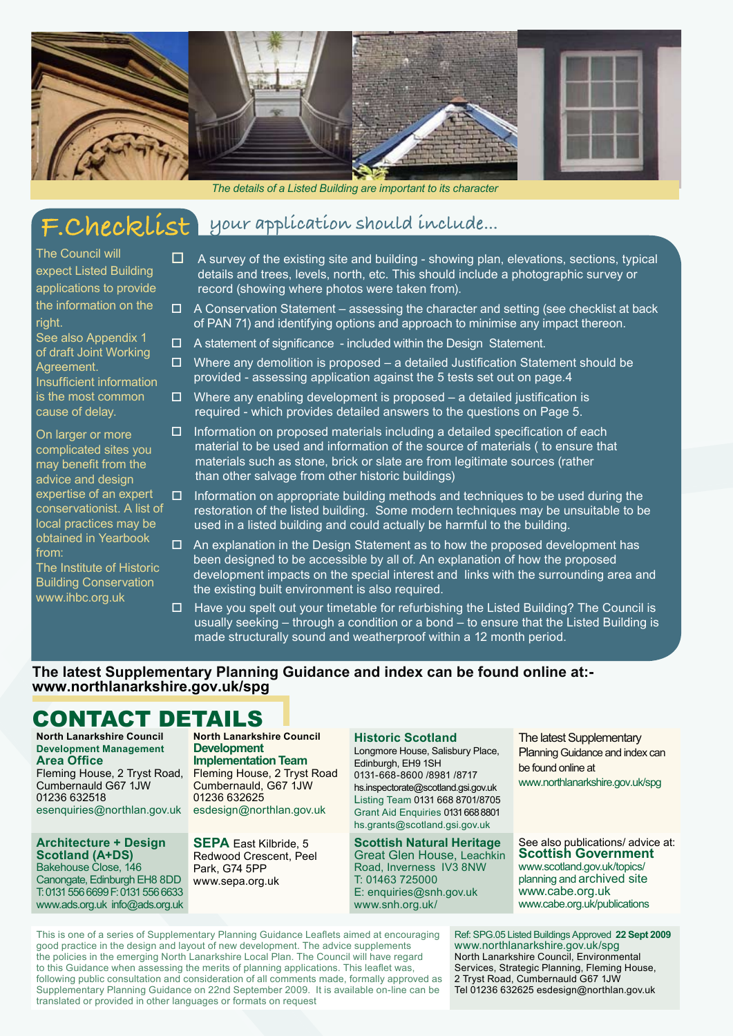*The details of a Listed Building are important to its character*

## F.Checklist your application should include...

The Council will expect Listed Building applications to provide the information on the right.
See also Appendix 1 of draft Joint Working Agreement.
Insufficient information is the most common cause of delay.

On larger or more complicated sites you may benefit from the advice and design expertise of an expert conservationist. A list of local practices may be obtained in Yearbook from:
The Institute of Historic Building Conservation
www.ihbc.org.uk

- ☐ A survey of the existing site and building - showing plan, elevations, sections, typical details and trees, levels, north, etc. This should include a photographic survey or record (showing where photos were taken from).
- ☐ A Conservation Statement – assessing the character and setting (see checklist at back of PAN 71) and identifying options and approach to minimise any impact thereon.
- ☐ A statement of significance - included within the Design Statement.
- ☐ Where any demolition is proposed – a detailed Justification Statement should be provided - assessing application against the 5 tests set out on page.4
- ☐ Where any enabling development is proposed – a detailed justification is required - which provides detailed answers to the questions on Page 5.
- ☐ Information on proposed materials including a detailed specification of each material to be used and information of the source of materials ( to ensure that materials such as stone, brick or slate are from legitimate sources (rather than other salvage from other historic buildings)
- ☐ Information on appropriate building methods and techniques to be used during the restoration of the listed building. Some modern techniques may be unsuitable to be used in a listed building and could actually be harmful to the building.
- ☐ An explanation in the Design Statement as to how the proposed development has been designed to be accessible by all of. An explanation of how the proposed development impacts on the special interest and links with the surrounding area and the existing built environment is also required.
- ☐ Have you spelt out your timetable for refurbishing the Listed Building? The Council is usually seeking – through a condition or a bond – to ensure that the Listed Building is made structurally sound and weatherproof within a 12 month period.

**The latest Supplementary Planning Guidance and index can be found online at:- www.northlanarkshire.gov.uk/spg**

# CONTACT DETAILS

**North Lanarkshire Council**
**Development Management**
**Area Office**
Fleming House, 2 Tryst Road, Cumbernauld G67 1JW
01236 632518
esenquiries@northlan.gov.uk

**North Lanarkshire Council**
**Development Implementation Team**
Fleming House, 2 Tryst Road
Cumbernauld, G67 1JW
01236 632625
esdesign@northlan.gov.uk

**Historic Scotland**
Longmore House, Salisbury Place, Edinburgh, EH9 1SH
0131-668-8600 /8981 /8717
hs.inspectorate@scotland.gsi.gov.uk
Listing Team 0131 668 8701/8705
Grant Aid Enquiries 0131 668 8801
hs.grants@scotland.gsi.gov.uk

The latest Supplementary Planning Guidance and index can be found online at
www.northlanarkshire.gov.uk/spg

**Architecture + Design Scotland (A+DS)**
Bakehouse Close, 146 Canongate, Edinburgh EH8 8DD
T: 0131 556 6699 F: 0131 556 6633
www.ads.org.uk info@ads.org.uk

**SEPA** East Kilbride, 5 Redwood Crescent, Peel Park, G74 5PP
www.sepa.org.uk

**Scottish Natural Heritage**
Great Glen House, Leachkin Road, Inverness IV3 8NW
T: 01463 725000
E: enquiries@snh.gov.uk
www.snh.org.uk/

See also publications/ advice at:
**Scottish Government**
www.scotland.gov.uk/topics/planning and archived site
www.cabe.org.uk
www.cabe.org.uk/publications

This is one of a series of Supplementary Planning Guidance Leaflets aimed at encouraging good practice in the design and layout of new development. The advice supplements the policies in the emerging North Lanarkshire Local Plan. The Council will have regard to this Guidance when assessing the merits of planning applications. This leaflet was, following public consultation and consideration of all comments made, formally approved as Supplementary Planning Guidance on 22nd September 2009. It is available on-line can be translated or provided in other languages or formats on request

Ref: SPG.05 Listed Buildings Approved **22 Sept 2009**
www.northlanarkshire.gov.uk/spg
North Lanarkshire Council, Environmental Services, Strategic Planning, Fleming House, 2 Tryst Road, Cumbernauld G67 1JW
Tel 01236 632625 esdesign@northlan.gov.uk